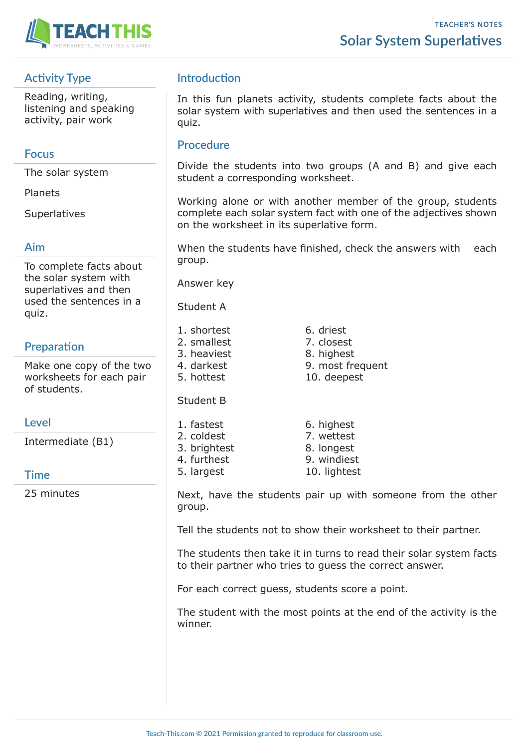TEACHER'S NOTES

# Solar System Superlatives

## Activity Type

Reading, writing, listening and speaking activity, pair work

## Focus

The solar system

Planets

Superlatives

## Aim

To complete facts about the solar system with superlatives and then used the sentences in a quiz.

## Preparation

Make one copy of the two worksheets for each pair of students.

## Level

Intermediate (B1)

## Time

25 minutes

## Introduction

In this fun planets activity, students complete facts about the solar system with superlatives and then used the sentences in a quiz.

## Procedure

Divide the students into two groups (A and B) and give each student a corresponding worksheet.

Working alone or with another member of the group, students complete each solar system fact with one of the adjectives shown on the worksheet in its superlative form.

When the students have finished, check the answers with each group.

Answer key

Student A

1. shortest
2. smallest
3. heaviest
4. darkest
5. hottest
6. driest
7. closest
8. highest
9. most frequent
10. deepest

Student B

1. fastest
2. coldest
3. brightest
4. furthest
5. largest
6. highest
7. wettest
8. longest
9. windiest
10. lightest

Next, have the students pair up with someone from the other group.

Tell the students not to show their worksheet to their partner.

The students then take it in turns to read their solar system facts to their partner who tries to guess the correct answer.

For each correct guess, students score a point.

The student with the most points at the end of the activity is the winner.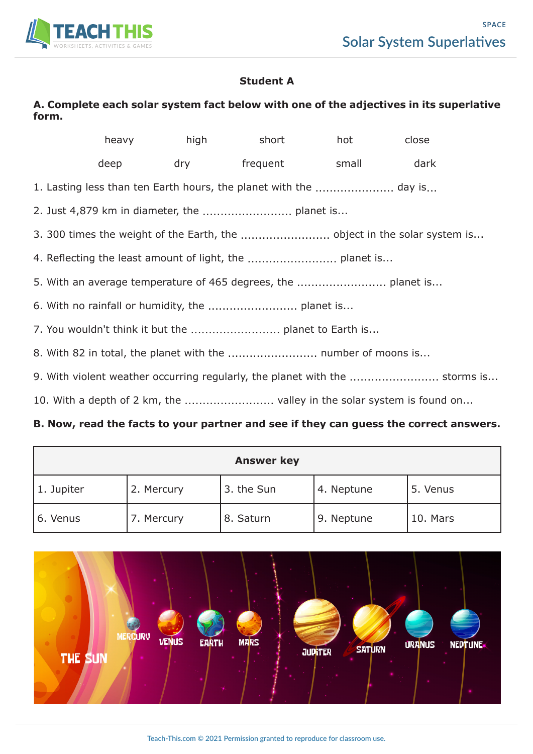# Solar System Superlatives

## Student A

**A. Complete each solar system fact below with one of the adjectives in its superlative form.**

heavy high short hot close

deep dry frequent small dark

1. Lasting less than ten Earth hours, the planet with the ...................... day is...
2. Just 4,879 km in diameter, the ......................... planet is...
3. 300 times the weight of the Earth, the ......................... object in the solar system is...
4. Reflecting the least amount of light, the ......................... planet is...
5. With an average temperature of 465 degrees, the ......................... planet is...
6. With no rainfall or humidity, the ......................... planet is...
7. You wouldn't think it but the ......................... planet to Earth is...
8. With 82 in total, the planet with the ......................... number of moons is...
9. With violent weather occurring regularly, the planet with the ......................... storms is...
10. With a depth of 2 km, the ......................... valley in the solar system is found on...

**B. Now, read the facts to your partner and see if they can guess the correct answers.**

| Answer key | | | | |
|---|---|---|---|---|
| 1. Jupiter | 2. Mercury | 3. the Sun | 4. Neptune | 5. Venus |
| 6. Venus | 7. Mercury | 8. Saturn | 9. Neptune | 10. Mars |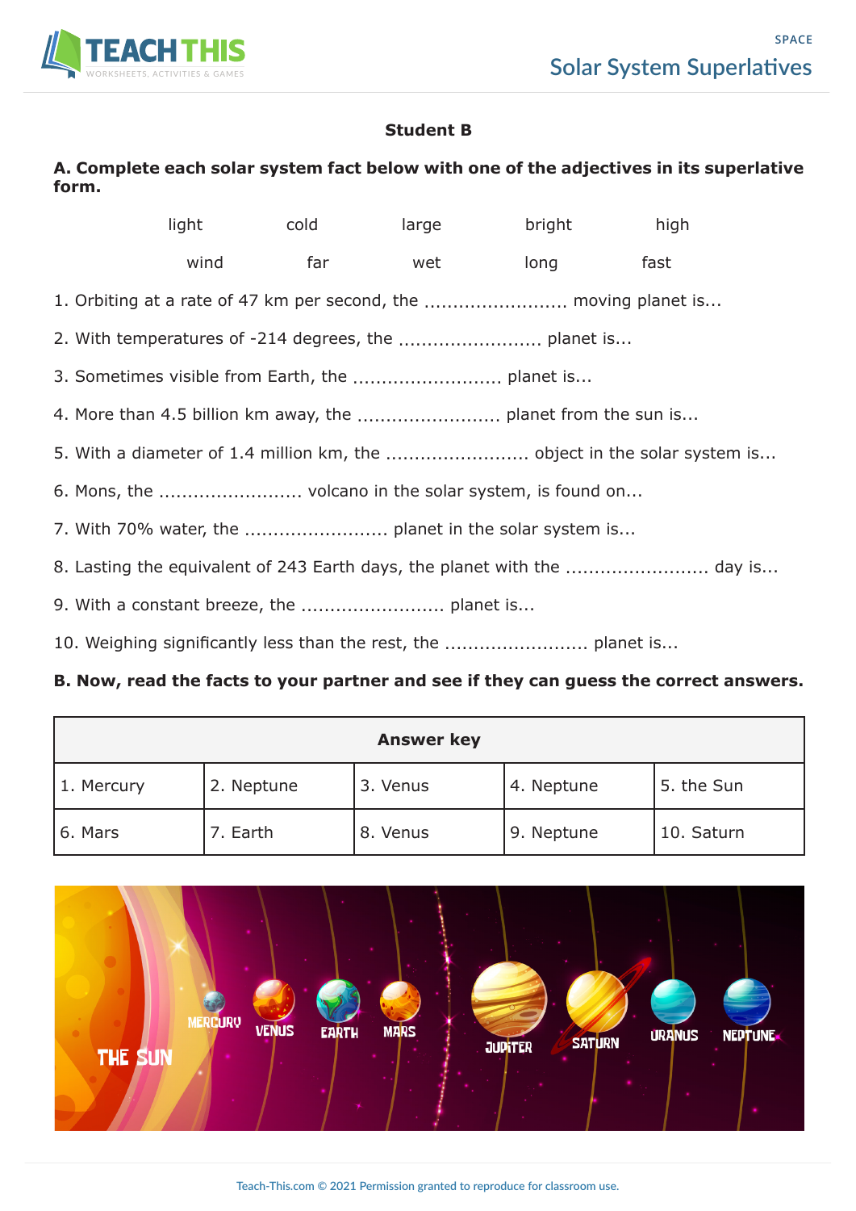**Student B**

**A. Complete each solar system fact below with one of the adjectives in its superlative form.**

light cold large bright high

wind far wet long fast

1. Orbiting at a rate of 47 km per second, the ......................... moving planet is...
2. With temperatures of -214 degrees, the ......................... planet is...
3. Sometimes visible from Earth, the ......................... planet is...
4. More than 4.5 billion km away, the ......................... planet from the sun is...
5. With a diameter of 1.4 million km, the ......................... object in the solar system is...
6. Mons, the ......................... volcano in the solar system, is found on...
7. With 70% water, the ......................... planet in the solar system is...
8. Lasting the equivalent of 243 Earth days, the planet with the ......................... day is...
9. With a constant breeze, the ......................... planet is...
10. Weighing significantly less than the rest, the ......................... planet is...

**B. Now, read the facts to your partner and see if they can guess the correct answers.**

| **Answer key** | | | | |
|---|---|---|---|---|
| 1. Mercury | 2. Neptune | 3. Venus | 4. Neptune | 5. the Sun |
| 6. Mars | 7. Earth | 8. Venus | 9. Neptune | 10. Saturn |

THE SUN
MERCURY
VENUS
EARTH
MARS
JUPITER
SATURN
URANUS
NEPTUNE